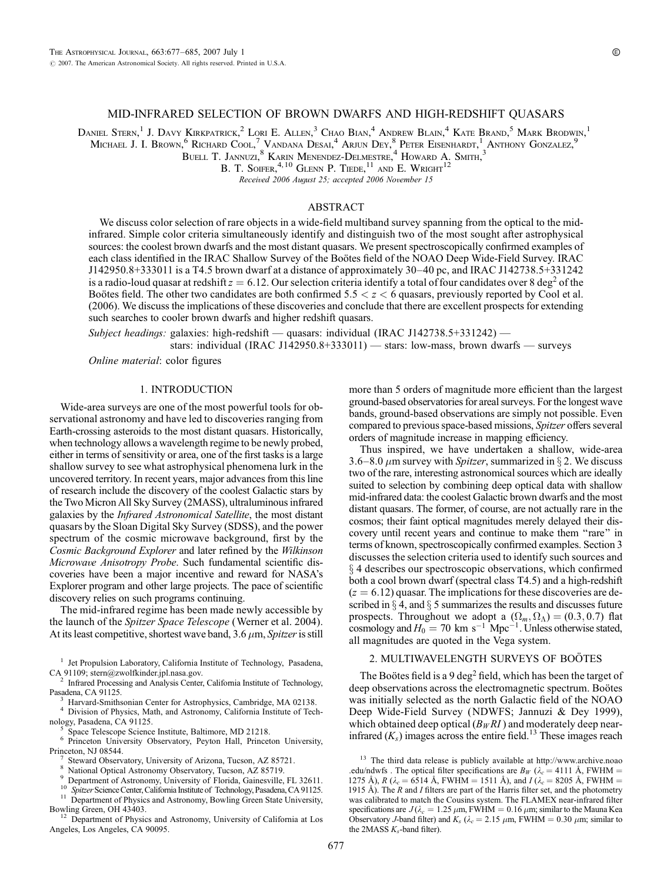# MID-INFRARED SELECTION OF BROWN DWARFS AND HIGH-REDSHIFT QUASARS

Daniel Stern,[1] J. Davy Kirkpatrick,[2] Lori E. Allen,[3] Chao Bian,[4] Andrew Blain,[4] Kate Brand,[5] Mark Brodwin,[1] Michael J. I. Brown,[6] Richard Cool,[7] Vandana Desai,[4] Arjun Dey,[8] Peter Eisenhardt,[1] Anthony Gonzalez,[9] Buell T. Jannuzi,[8] Karin Menendez-Delmestre,[4] Howard A. Smith,[3] B. T. Soifer,[4,10] Glenn P. Tiede,[11] and E. Wright[12]

*Received 2006 August 25; accepted 2006 November 15*

## ABSTRACT

We discuss color selection of rare objects in a wide-field multiband survey spanning from the optical to the mid-infrared. Simple color criteria simultaneously identify and distinguish two of the most sought after astrophysical sources: the coolest brown dwarfs and the most distant quasars. We present spectroscopically confirmed examples of each class identified in the IRAC Shallow Survey of the Boötes field of the NOAO Deep Wide-Field Survey. IRAC J142950.8+333011 is a T4.5 brown dwarf at a distance of approximately 30–40 pc, and IRAC J142738.5+331242 is a radio-loud quasar at redshift $z = 6.12$. Our selection criteria identify a total of four candidates over 8 $\deg^2$ of the Boötes field. The other two candidates are both confirmed $5.5 < z < 6$ quasars, previously reported by Cool et al. (2006). We discuss the implications of these discoveries and conclude that there are excellent prospects for extending such searches to cooler brown dwarfs and higher redshift quasars.

*Subject headings:* galaxies: high-redshift — quasars: individual (IRAC J142738.5+331242) — stars: individual (IRAC J142950.8+333011) — stars: low-mass, brown dwarfs — surveys

*Online material:* color figures

## 1. INTRODUCTION

Wide-area surveys are one of the most powerful tools for observational astronomy and have led to discoveries ranging from Earth-crossing asteroids to the most distant quasars. Historically, when technology allows a wavelength regime to be newly probed, either in terms of sensitivity or area, one of the first tasks is a large shallow survey to see what astrophysical phenomena lurk in the uncovered territory. In recent years, major advances from this line of research include the discovery of the coolest Galactic stars by the Two Micron All Sky Survey (2MASS), ultraluminous infrared galaxies by the *Infrared Astronomical Satellite*, the most distant quasars by the Sloan Digital Sky Survey (SDSS), and the power spectrum of the cosmic microwave background, first by the *Cosmic Background Explorer* and later refined by the *Wilkinson Microwave Anisotropy Probe*. Such fundamental scientific discoveries have been a major incentive and reward for NASA's Explorer program and other large projects. The pace of scientific discovery relies on such programs continuing.

The mid-infrared regime has been made newly accessible by the launch of the *Spitzer Space Telescope* (Werner et al. 2004). At its least competitive, shortest wave band, 3.6 $\mu$m, *Spitzer* is still more than 5 orders of magnitude more efficient than the largest ground-based observatories for areal surveys. For the longest wave bands, ground-based observations are simply not possible. Even compared to previous space-based missions, *Spitzer* offers several orders of magnitude increase in mapping efficiency.

Thus inspired, we have undertaken a shallow, wide-area 3.6–8.0 $\mu$m survey with *Spitzer*, summarized in § 2. We discuss two of the rare, interesting astronomical sources which are ideally suited to selection by combining deep optical data with shallow mid-infrared data: the coolest Galactic brown dwarfs and the most distant quasars. The former, of course, are not actually rare in the cosmos; their faint optical magnitudes merely delayed their discovery until recent years and continue to make them "rare" in terms of known, spectroscopically confirmed examples. Section 3 discusses the selection criteria used to identify such sources and § 4 describes our spectroscopic observations, which confirmed both a cool brown dwarf (spectral class T4.5) and a high-redshift ($z = 6.12$) quasar. The implications for these discoveries are described in § 4, and § 5 summarizes the results and discusses future prospects. Throughout we adopt a $(\Omega_m, \Omega_\Lambda) = (0.3, 0.7)$ flat cosmology and $H_0 = 70$ km s$^{-1}$ Mpc$^{-1}$. Unless otherwise stated, all magnitudes are quoted in the Vega system.

## 2. MULTIWAVELENGTH SURVEYS OF BOÖTES

The Boötes field is a 9 $\deg^2$ field, which has been the target of deep observations across the electromagnetic spectrum. Boötes was initially selected as the north Galactic field of the NOAO Deep Wide-Field Survey (NDWFS; Jannuzi & Dey 1999), which obtained deep optical ($B_W RI$) and moderately deep near-infrared ($K_s$) images across the entire field.[13] These images reach

---

[1] Jet Propulsion Laboratory, California Institute of Technology, Pasadena, CA 91109; stern@zwolfkinder.jpl.nasa.gov.

[2] Infrared Processing and Analysis Center, California Institute of Technology, Pasadena, CA 91125.

[3] Harvard-Smithsonian Center for Astrophysics, Cambridge, MA 02138.

[4] Division of Physics, Math, and Astronomy, California Institute of Technology, Pasadena, CA 91125.

[5] Space Telescope Science Institute, Baltimore, MD 21218.

[6] Princeton University Observatory, Peyton Hall, Princeton University, Princeton, NJ 08544.

[7] Steward Observatory, University of Arizona, Tucson, AZ 85721.

[8] National Optical Astronomy Observatory, Tucson, AZ 85719.

[9] Department of Astronomy, University of Florida, Gainesville, FL 32611.

[10] *Spitzer* Science Center, California Institute of Technology, Pasadena, CA 91125.

[11] Department of Physics and Astronomy, Bowling Green State University, Bowling Green, OH 43403.

[12] Department of Physics and Astronomy, University of California at Los Angeles, Los Angeles, CA 90095.

[13] The third data release is publicly available at http://www.archive.noao.edu/ndwfs . The optical filter specifications are $B_W$ ($\lambda_c = 4111$ Å, FWHM = 1275 Å), $R$ ($\lambda_c = 6514$ Å, FWHM = 1511 Å), and $I$ ($\lambda_c = 8205$ Å, FWHM = 1915 Å). The $R$ and $I$ filters are part of the Harris filter set, and the photometry was calibrated to match the Cousins system. The FLAMEX near-infrared filter specifications are $J$ ($\lambda_c = 1.25$ $\mu$m, FWHM = 0.16 $\mu$m; similar to the Mauna Kea Observatory $J$-band filter) and $K_s$ ($\lambda_c = 2.15$ $\mu$m, FWHM = 0.30 $\mu$m; similar to the 2MASS $K_s$-band filter).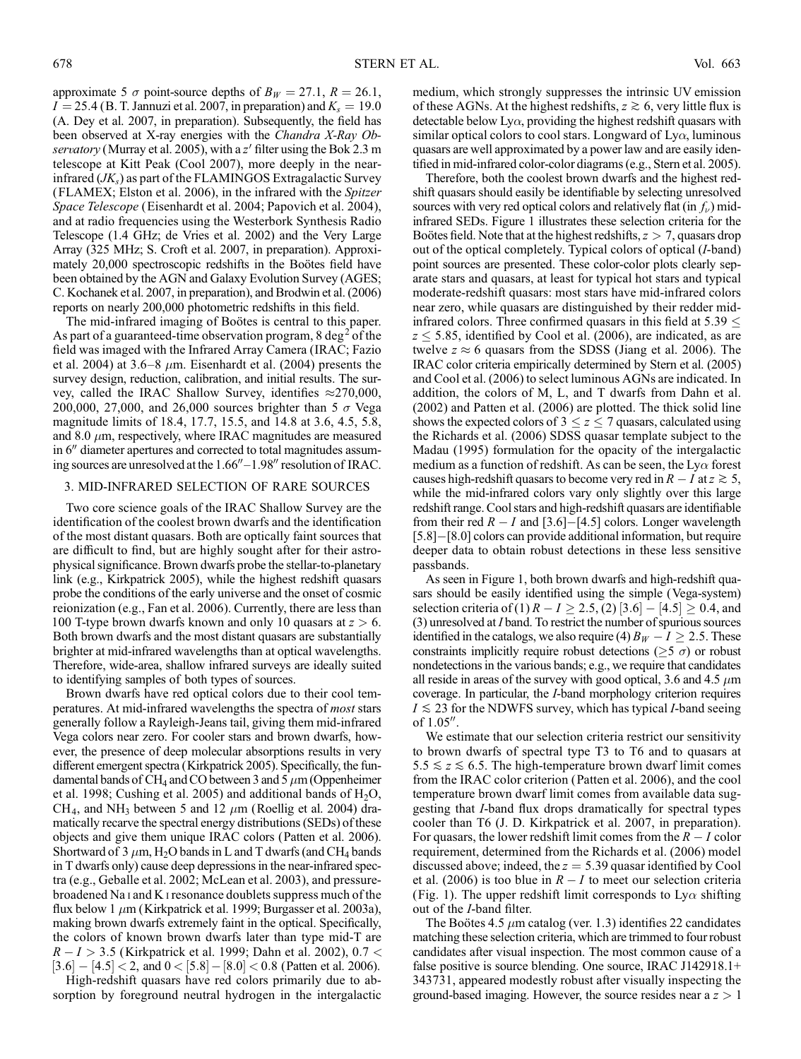approximate 5 $\sigma$ point-source depths of $B_W = 27.1$, $R = 26.1$, $I = 25.4$ (B. T. Jannuzi et al. 2007, in preparation) and $K_s = 19.0$ (A. Dey et al. 2007, in preparation). Subsequently, the field has been observed at X-ray energies with the *Chandra X-Ray Observatory* (Murray et al. 2005), with a $z'$ filter using the Bok 2.3 m telescope at Kitt Peak (Cool 2007), more deeply in the near-infrared ($JK_s$) as part of the FLAMINGOS Extragalactic Survey (FLAMEX; Elston et al. 2006), in the infrared with the *Spitzer Space Telescope* (Eisenhardt et al. 2004; Papovich et al. 2004), and at radio frequencies using the Westerbork Synthesis Radio Telescope (1.4 GHz; de Vries et al. 2002) and the Very Large Array (325 MHz; S. Croft et al. 2007, in preparation). Approximately 20,000 spectroscopic redshifts in the Boötes field have been obtained by the AGN and Galaxy Evolution Survey (AGES; C. Kochanek et al. 2007, in preparation), and Brodwin et al. (2006) reports on nearly 200,000 photometric redshifts in this field.

The mid-infrared imaging of Boötes is central to this paper. As part of a guaranteed-time observation program, 8 $\deg^2$ of the field was imaged with the Infrared Array Camera (IRAC; Fazio et al. 2004) at 3.6–8 $\mu$m. Eisenhardt et al. (2004) presents the survey design, reduction, calibration, and initial results. The survey, called the IRAC Shallow Survey, identifies $\approx$270,000, 200,000, 27,000, and 26,000 sources brighter than 5 $\sigma$ Vega magnitude limits of 18.4, 17.7, 15.5, and 14.8 at 3.6, 4.5, 5.8, and 8.0 $\mu$m, respectively, where IRAC magnitudes are measured in 6″ diameter apertures and corrected to total magnitudes assuming sources are unresolved at the 1.66″–1.98″ resolution of IRAC.

## 3. MID-INFRARED SELECTION OF RARE SOURCES

Two core science goals of the IRAC Shallow Survey are the identification of the coolest brown dwarfs and the identification of the most distant quasars. Both are optically faint sources that are difficult to find, but are highly sought after for their astrophysical significance. Brown dwarfs probe the stellar-to-planetary link (e.g., Kirkpatrick 2005), while the highest redshift quasars probe the conditions of the early universe and the onset of cosmic reionization (e.g., Fan et al. 2006). Currently, there are less than 100 T-type brown dwarfs known and only 10 quasars at $z > 6$. Both brown dwarfs and the most distant quasars are substantially brighter at mid-infrared wavelengths than at optical wavelengths. Therefore, wide-area, shallow infrared surveys are ideally suited to identifying samples of both types of sources.

Brown dwarfs have red optical colors due to their cool temperatures. At mid-infrared wavelengths the spectra of *most* stars generally follow a Rayleigh-Jeans tail, giving them mid-infrared Vega colors near zero. For cooler stars and brown dwarfs, however, the presence of deep molecular absorptions results in very different emergent spectra (Kirkpatrick 2005). Specifically, the fundamental bands of $CH_4$ and CO between 3 and 5 $\mu$m (Oppenheimer et al. 1998; Cushing et al. 2005) and additional bands of $H_2O$, $CH_4$, and $NH_3$ between 5 and 12 $\mu$m (Roellig et al. 2004) dramatically recarve the spectral energy distributions (SEDs) of these objects and give them unique IRAC colors (Patten et al. 2006). Shortward of 3 $\mu$m, $H_2O$ bands in L and T dwarfs (and $CH_4$ bands in T dwarfs only) cause deep depressions in the near-infrared spectra (e.g., Geballe et al. 2002; McLean et al. 2003), and pressure-broadened Na I and K I resonance doublets suppress much of the flux below 1 $\mu$m (Kirkpatrick et al. 1999; Burgasser et al. 2003a), making brown dwarfs extremely faint in the optical. Specifically, the colors of known brown dwarfs later than type mid-T are $R - I > 3.5$ (Kirkpatrick et al. 1999; Dahn et al. 2002), $0.7 < [3.6] - [4.5] < 2$, and $0 < [5.8] - [8.0] < 0.8$ (Patten et al. 2006).

High-redshift quasars have red colors primarily due to absorption by foreground neutral hydrogen in the intergalactic medium, which strongly suppresses the intrinsic UV emission of these AGNs. At the highest redshifts, $z \gtrsim 6$, very little flux is detectable below Ly$\alpha$, providing the highest redshift quasars with similar optical colors to cool stars. Longward of Ly$\alpha$, luminous quasars are well approximated by a power law and are easily identified in mid-infrared color-color diagrams (e.g., Stern et al. 2005).

Therefore, both the coolest brown dwarfs and the highest redshift quasars should easily be identifiable by selecting unresolved sources with very red optical colors and relatively flat (in $f_\nu$) mid-infrared SEDs. Figure 1 illustrates these selection criteria for the Boötes field. Note that at the highest redshifts, $z > 7$, quasars drop out of the optical completely. Typical colors of optical ($I$-band) point sources are presented. These color-color plots clearly separate stars and quasars, at least for typical hot stars and typical moderate-redshift quasars: most stars have mid-infrared colors near zero, while quasars are distinguished by their redder mid-infrared colors. Three confirmed quasars in this field at $5.39 \leq z \leq 5.85$, identified by Cool et al. (2006), are indicated, as are twelve $z \approx 6$ quasars from the SDSS (Jiang et al. 2006). The IRAC color criteria empirically determined by Stern et al. (2005) and Cool et al. (2006) to select luminous AGNs are indicated. In addition, the colors of M, L, and T dwarfs from Dahn et al. (2002) and Patten et al. (2006) are plotted. The thick solid line shows the expected colors of $3 \leq z \leq 7$ quasars, calculated using the Richards et al. (2006) SDSS quasar template subject to the Madau (1995) formulation for the opacity of the intergalactic medium as a function of redshift. As can be seen, the Ly$\alpha$ forest causes high-redshift quasars to become very red in $R - I$ at $z \gtrsim 5$, while the mid-infrared colors vary only slightly over this large redshift range. Cool stars and high-redshift quasars are identifiable from their red $R - I$ and [3.6]$-$[4.5] colors. Longer wavelength [5.8]$-$[8.0] colors can provide additional information, but require deeper data to obtain robust detections in these less sensitive passbands.

As seen in Figure 1, both brown dwarfs and high-redshift quasars should be easily identified using the simple (Vega-system) selection criteria of (1) $R - I \geq 2.5$, (2) $[3.6] - [4.5] \geq 0.4$, and (3) unresolved at $I$ band. To restrict the number of spurious sources identified in the catalogs, we also require (4) $B_W - I \geq 2.5$. These constraints implicitly require robust detections ($\geq$5 $\sigma$) or robust nondetections in the various bands; e.g., we require that candidates all reside in areas of the survey with good optical, 3.6 and 4.5 $\mu$m coverage. In particular, the $I$-band morphology criterion requires $I \lesssim 23$ for the NDWFS survey, which has typical $I$-band seeing of 1.05″.

We estimate that our selection criteria restrict our sensitivity to brown dwarfs of spectral type T3 to T6 and to quasars at $5.5 \lesssim z \lesssim 6.5$. The high-temperature brown dwarf limit comes from the IRAC color criterion (Patten et al. 2006), and the cool temperature brown dwarf limit comes from available data suggesting that $I$-band flux drops dramatically for spectral types cooler than T6 (J. D. Kirkpatrick et al. 2007, in preparation). For quasars, the lower redshift limit comes from the $R - I$ color requirement, determined from the Richards et al. (2006) model discussed above; indeed, the $z = 5.39$ quasar identified by Cool et al. (2006) is too blue in $R - I$ to meet our selection criteria (Fig. 1). The upper redshift limit corresponds to Ly$\alpha$ shifting out of the $I$-band filter.

The Boötes 4.5 $\mu$m catalog (ver. 1.3) identifies 22 candidates matching these selection criteria, which are trimmed to four robust candidates after visual inspection. The most common cause of a false positive is source blending. One source, IRAC J142918.1+343731, appeared modestly robust after visually inspecting the ground-based imaging. However, the source resides near a $z > 1$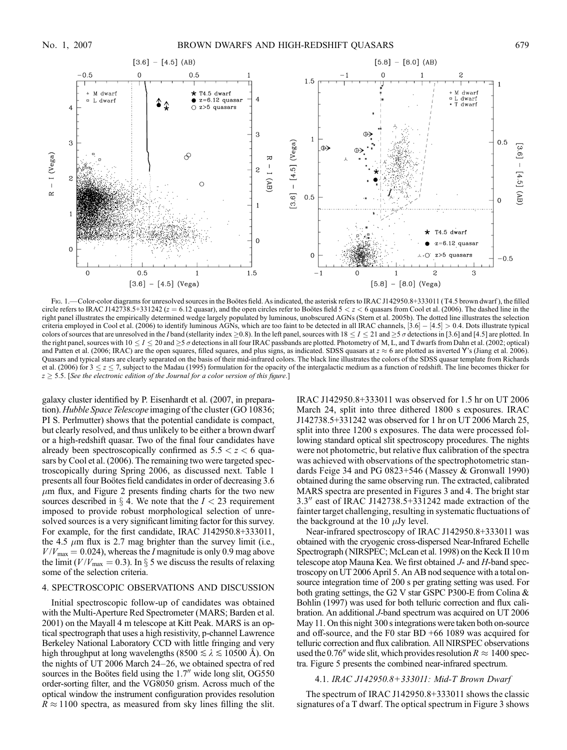Fig. 1.—Color-color diagrams for unresolved sources in the Boötes field. As indicated, the asterisk refers to IRAC J142950.8+333011 (T4.5 brown dwarf ), the filled circle refers to IRAC J142738.5+331242 ($z = 6.12$ quasar), and the open circles refer to Boötes field $5 < z < 6$ quasars from Cool et al. (2006). The dashed line in the right panel illustrates the empirically determined wedge largely populated by luminous, unobscured AGNs (Stern et al. 2005b). The dotted line illustrates the selection criteria employed in Cool et al. (2006) to identify luminous AGNs, which are too faint to be detected in all IRAC channels, $[3.6] - [4.5] > 0.4$. Dots illustrate typical colors of sources that are unresolved in the $I$ band (stellarity index $\geq 0.8$). In the left panel, sources with $18 \leq I \leq 21$ and $\geq 5\,\sigma$ detections in [3.6] and [4.5] are plotted. In the right panel, sources with $10 \leq I \leq 20$ and $\geq 5\,\sigma$ detections in all four IRAC passbands are plotted. Photometry of M, L, and T dwarfs from Dahn et al. (2002; optical) and Patten et al. (2006; IRAC) are the open squares, filled squares, and plus signs, as indicated. SDSS quasars at $z \approx 6$ are plotted as inverted Y's (Jiang et al. 2006). Quasars and typical stars are clearly separated on the basis of their mid-infrared colors. The black line illustrates the colors of the SDSS quasar template from Richards et al. (2006) for $3 \leq z \leq 7$, subject to the Madau (1995) formulation for the opacity of the intergalactic medium as a function of redshift. The line becomes thicker for $z \geq 5.5$. [*See the electronic edition of the Journal for a color version of this figure.*]

galaxy cluster identified by P. Eisenhardt et al. (2007, in preparation). *Hubble Space Telescope* imaging of the cluster (GO 10836; PI S. Perlmutter) shows that the potential candidate is compact, but clearly resolved, and thus unlikely to be either a brown dwarf or a high-redshift quasar. Two of the final four candidates have already been spectroscopically confirmed as $5.5 < z < 6$ quasars by Cool et al. (2006). The remaining two were targeted spectroscopically during Spring 2006, as discussed next. Table 1 presents all four Boötes field candidates in order of decreasing 3.6 $\mu$m flux, and Figure 2 presents finding charts for the two new sources described in § 4. We note that the $I < 23$ requirement imposed to provide robust morphological selection of unresolved sources is a very significant limiting factor for this survey. For example, for the first candidate, IRAC J142950.8+333011, the 4.5 $\mu$m flux is 2.7 mag brighter than the survey limit (i.e., $V/V_{\rm max} = 0.024$), whereas the $I$ magnitude is only 0.9 mag above the limit ($V/V_{\rm max} = 0.3$). In § 5 we discuss the results of relaxing some of the selection criteria.

## 4. SPECTROSCOPIC OBSERVATIONS AND DISCUSSION

Initial spectroscopic follow-up of candidates was obtained with the Multi-Aperture Red Spectrometer (MARS; Barden et al. 2001) on the Mayall 4 m telescope at Kitt Peak. MARS is an optical spectrograph that uses a high resistivity, p-channel Lawrence Berkeley National Laboratory CCD with little fringing and very high throughput at long wavelengths ($8500 \lesssim \lambda \lesssim 10500$ Å). On the nights of UT 2006 March 24–26, we obtained spectra of red sources in the Boötes field using the 1.7″ wide long slit, OG550 order-sorting filter, and the VG8050 grism. Across much of the optical window the instrument configuration provides resolution $R \approx 1100$ spectra, as measured from sky lines filling the slit. IRAC J142950.8+333011 was observed for 1.5 hr on UT 2006 March 24, split into three dithered 1800 s exposures. IRAC J142738.5+331242 was observed for 1 hr on UT 2006 March 25, split into three 1200 s exposures. The data were processed following standard optical slit spectroscopy procedures. The nights were not photometric, but relative flux calibration of the spectra was achieved with observations of the spectrophotometric standards Feige 34 and PG 0823+546 (Massey & Gronwall 1990) obtained during the same observing run. The extracted, calibrated MARS spectra are presented in Figures 3 and 4. The bright star 3.3″ east of IRAC J142738.5+331242 made extraction of the fainter target challenging, resulting in systematic fluctuations of the background at the 10 $\mu$Jy level.

Near-infrared spectroscopy of IRAC J142950.8+333011 was obtained with the cryogenic cross-dispersed Near-Infrared Echelle Spectrograph (NIRSPEC; McLean et al. 1998) on the Keck II 10 m telescope atop Mauna Kea. We first obtained $J$- and $H$-band spectroscopy on UT 2006 April 5. An AB nod sequence with a total on-source integration time of 200 s per grating setting was used. For both grating settings, the G2 V star GSPC P300-E from Colina & Bohlin (1997) was used for both telluric correction and flux calibration. An additional $J$-band spectrum was acquired on UT 2006 May 11. On this night 300 s integrations were taken both on-source and off-source, and the F0 star BD +66 1089 was acquired for telluric correction and flux calibration. All NIRSPEC observations used the 0.76″ wide slit, which provides resolution $R \approx 1400$ spectra. Figure 5 presents the combined near-infrared spectrum.

### 4.1. *IRAC J142950.8+333011: Mid-T Brown Dwarf*

The spectrum of IRAC J142950.8+333011 shows the classic signatures of a T dwarf. The optical spectrum in Figure 3 shows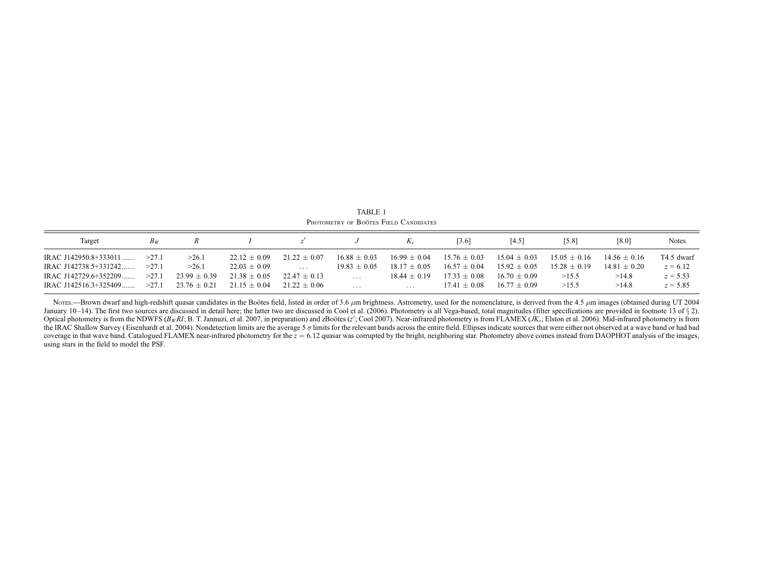TABLE 1

Photometry of Boötes Field Candidates

| Target | $B_W$ | $R$ | $I$ | $z'$ | $J$ | $K_s$ | [3.6] | [4.5] | [5.8] | [8.0] | Notes |
|---|---|---|---|---|---|---|---|---|---|---|---|
| IRAC J142950.8+333011 ....... | >27.1 | >26.1 | 22.12 ± 0.09 | 21.22 ± 0.07 | 16.88 ± 0.03 | 16.99 ± 0.04 | 15.76 ± 0.03 | 15.04 ± 0.03 | 15.05 ± 0.16 | 14.56 ± 0.16 | T4.5 dwarf |
| IRAC J142738.5+331242....... | >27.1 | >26.1 | 22.03 ± 0.09 | ... | 19.83 ± 0.05 | 18.17 ± 0.05 | 16.57 ± 0.04 | 15.92 ± 0.05 | 15.28 ± 0.19 | 14.81 ± 0.20 | $z$ = 6.12 |
| IRAC J142729.6+352209....... | >27.1 | 23.99 ± 0.39 | 21.38 ± 0.05 | 22.47 ± 0.13 | ... | 18.44 ± 0.19 | 17.33 ± 0.08 | 16.70 ± 0.09 | >15.5 | >14.8 | $z$ = 5.53 |
| IRAC J142516.3+325409....... | >27.1 | 23.76 ± 0.21 | 21.15 ± 0.04 | 21.22 ± 0.06 | ... | ... | 17.41 ± 0.08 | 16.77 ± 0.09 | >15.5 | >14.8 | $z$ = 5.85 |

Notes.—Brown dwarf and high-redshift quasar candidates in the Boötes field, listed in order of 3.6 $\mu$m brightness. Astrometry, used for the nomenclature, is derived from the 4.5 $\mu$m images (obtained during UT 2004 January 10–14). The first two sources are discussed in detail here; the latter two are discussed in Cool et al. (2006). Photometry is all Vega-based, total magnitudes (filter specifications are provided in footnote 13 of § 2). Optical photometry is from the NDWFS ($B_WRI$; B. T. Jannuzi, et al. 2007, in preparation) and zBoötes ($z'$; Cool 2007). Near-infrared photometry is from FLAMEX ($JK_s$; Elston et al. 2006). Mid-infrared photometry is from the IRAC Shallow Survey (Eisenhardt et al. 2004). Nondetection limits are the average 5 $\sigma$ limits for the relevant bands across the entire field. Ellipses indicate sources that were either not observed at a wave band or had bad coverage in that wave band. Catalogued FLAMEX near-infrared photometry for the $z = 6.12$ quasar was corrupted by the bright, neighboring star. Photometry above comes instead from DAOPHOT analysis of the images, using stars in the field to model the PSF.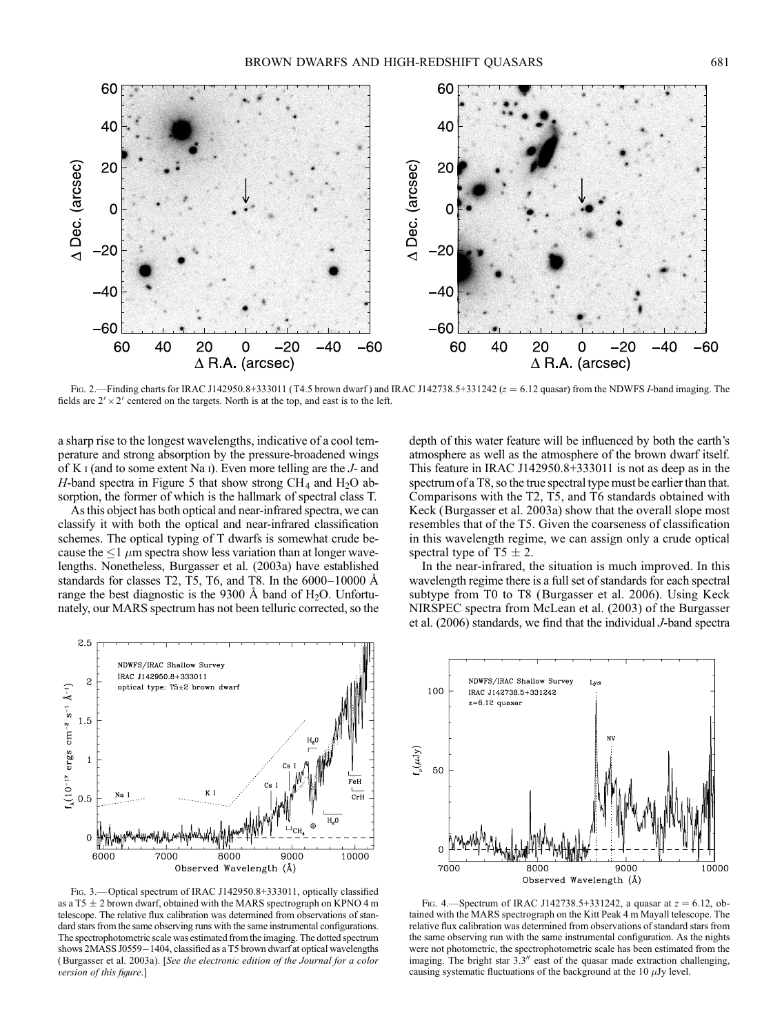FIG. 2.—Finding charts for IRAC J142950.8+333011 (T4.5 brown dwarf) and IRAC J142738.5+331242 ($z = 6.12$ quasar) from the NDWFS $I$-band imaging. The fields are $2' \times 2'$ centered on the targets. North is at the top, and east is to the left.

a sharp rise to the longest wavelengths, indicative of a cool temperature and strong absorption by the pressure-broadened wings of K I (and to some extent Na I). Even more telling are the $J$- and $H$-band spectra in Figure 5 that show strong $CH_4$ and $H_2O$ absorption, the former of which is the hallmark of spectral class T.

As this object has both optical and near-infrared spectra, we can classify it with both the optical and near-infrared classification schemes. The optical typing of T dwarfs is somewhat crude because the $\leq 1$ $\mu$m spectra show less variation than at longer wavelengths. Nonetheless, Burgasser et al. (2003a) have established standards for classes T2, T5, T6, and T8. In the 6000–10000 Å range the best diagnostic is the 9300 Å band of $H_2O$. Unfortunately, our MARS spectrum has not been telluric corrected, so the depth of this water feature will be influenced by both the earth's atmosphere as well as the atmosphere of the brown dwarf itself. This feature in IRAC J142950.8+333011 is not as deep as in the spectrum of a T8, so the true spectral type must be earlier than that. Comparisons with the T2, T5, and T6 standards obtained with Keck (Burgasser et al. 2003a) show that the overall slope most resembles that of the T5. Given the coarseness of classification in this wavelength regime, we can assign only a crude optical spectral type of T5 $\pm$ 2.

In the near-infrared, the situation is much improved. In this wavelength regime there is a full set of standards for each spectral subtype from T0 to T8 (Burgasser et al. 2006). Using Keck NIRSPEC spectra from McLean et al. (2003) of the Burgasser et al. (2006) standards, we find that the individual $J$-band spectra

FIG. 3.—Optical spectrum of IRAC J142950.8+333011, optically classified as a T5 $\pm$ 2 brown dwarf, obtained with the MARS spectrograph on KPNO 4 m telescope. The relative flux calibration was determined from observations of standard stars from the same observing runs with the same instrumental configurations. The spectrophotometric scale was estimated from the imaging. The dotted spectrum shows 2MASS J0559−1404, classified as a T5 brown dwarf at optical wavelengths (Burgasser et al. 2003a). [*See the electronic edition of the Journal for a color version of this figure.*]

FIG. 4.—Spectrum of IRAC J142738.5+331242, a quasar at $z = 6.12$, obtained with the MARS spectrograph on the Kitt Peak 4 m Mayall telescope. The relative flux calibration was determined from observations of standard stars from the same observing run with the same instrumental configuration. As the nights were not photometric, the spectrophotometric scale has been estimated from the imaging. The bright star 3.3" east of the quasar made extraction challenging, causing systematic fluctuations of the background at the 10 $\mu$Jy level.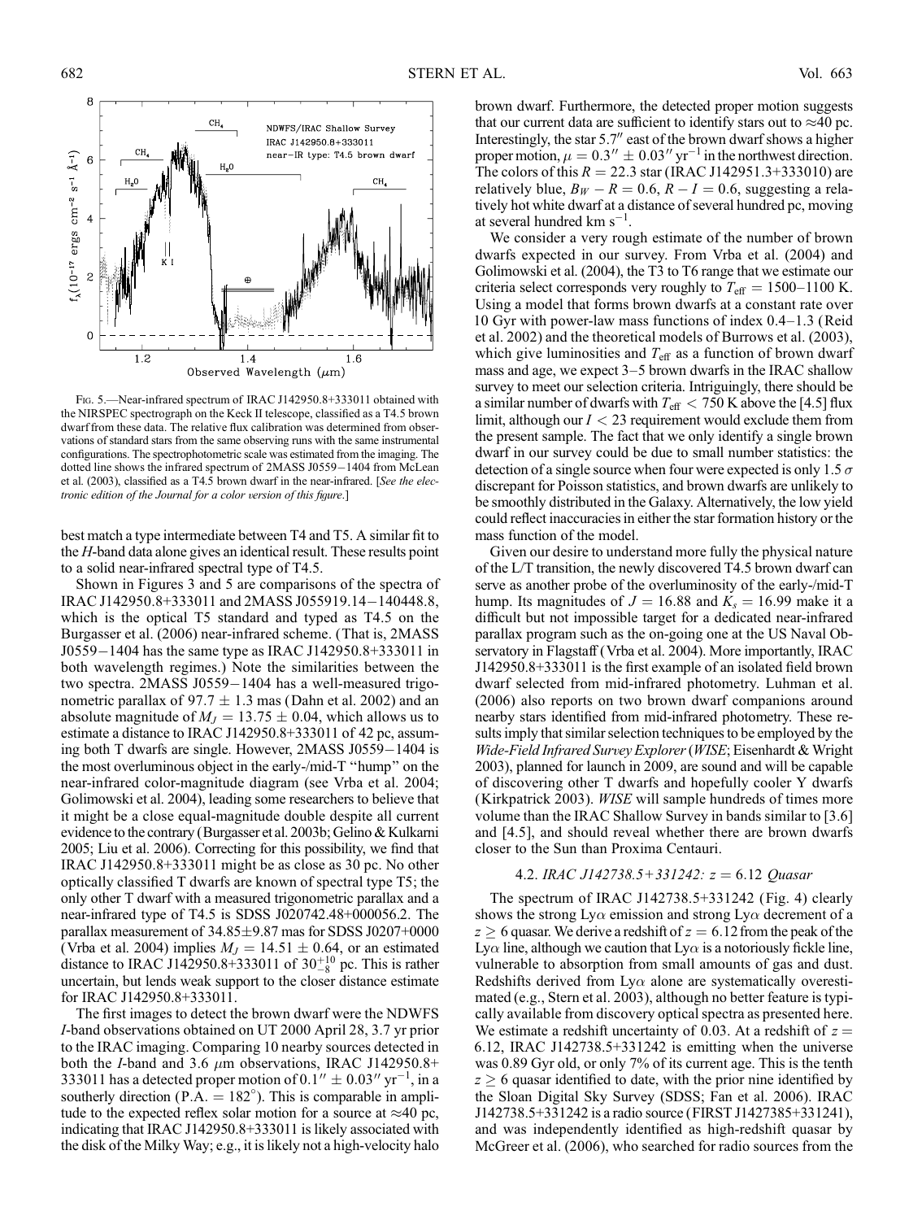FIG. 5.—Near-infrared spectrum of IRAC J142950.8+333011 obtained with the NIRSPEC spectrograph on the Keck II telescope, classified as a T4.5 brown dwarf from these data. The relative flux calibration was determined from observations of standard stars from the same observing runs with the same instrumental configurations. The spectrophotometric scale was estimated from the imaging. The dotted line shows the infrared spectrum of 2MASS J0559−1404 from McLean et al. (2003), classified as a T4.5 brown dwarf in the near-infrared. [*See the electronic edition of the Journal for a color version of this figure.*]

best match a type intermediate between T4 and T5. A similar fit to the *H*-band data alone gives an identical result. These results point to a solid near-infrared spectral type of T4.5.

Shown in Figures 3 and 5 are comparisons of the spectra of IRAC J142950.8+333011 and 2MASS J055919.14−140448.8, which is the optical T5 standard and typed as T4.5 on the Burgasser et al. (2006) near-infrared scheme. (That is, 2MASS J0559−1404 has the same type as IRAC J142950.8+333011 in both wavelength regimes.) Note the similarities between the two spectra. 2MASS J0559−1404 has a well-measured trigonometric parallax of $97.7 \pm 1.3$ mas (Dahn et al. 2002) and an absolute magnitude of $M_J = 13.75 \pm 0.04$, which allows us to estimate a distance to IRAC J142950.8+333011 of 42 pc, assuming both T dwarfs are single. However, 2MASS J0559−1404 is the most overluminous object in the early-/mid-T "hump" on the near-infrared color-magnitude diagram (see Vrba et al. 2004; Golimowski et al. 2004), leading some researchers to believe that it might be a close equal-magnitude double despite all current evidence to the contrary (Burgasser et al. 2003b; Gelino & Kulkarni 2005; Liu et al. 2006). Correcting for this possibility, we find that IRAC J142950.8+333011 might be as close as 30 pc. No other optically classified T dwarfs are known of spectral type T5; the only other T dwarf with a measured trigonometric parallax and a near-infrared type of T4.5 is SDSS J020742.48+000056.2. The parallax measurement of $34.85 \pm 9.87$ mas for SDSS J0207+0000 (Vrba et al. 2004) implies $M_J = 14.51 \pm 0.64$, or an estimated distance to IRAC J142950.8+333011 of $30^{+10}_{-8}$ pc. This is rather uncertain, but lends weak support to the closer distance estimate for IRAC J142950.8+333011.

The first images to detect the brown dwarf were the NDWFS *I*-band observations obtained on UT 2000 April 28, 3.7 yr prior to the IRAC imaging. Comparing 10 nearby sources detected in both the *I*-band and 3.6 $\mu$m observations, IRAC J142950.8+333011 has a detected proper motion of $0.1'' \pm 0.03''$ yr$^{-1}$, in a southerly direction (P.A. = 182°). This is comparable in amplitude to the expected reflex solar motion for a source at ≈40 pc, indicating that IRAC J142950.8+333011 is likely associated with the disk of the Milky Way; e.g., it is likely not a high-velocity halo brown dwarf. Furthermore, the detected proper motion suggests that our current data are sufficient to identify stars out to ≈40 pc. Interestingly, the star 5.7″ east of the brown dwarf shows a higher proper motion, $\mu = 0.3'' \pm 0.03''$ yr$^{-1}$ in the northwest direction. The colors of this $R = 22.3$ star (IRAC J142951.3+333010) are relatively blue, $B_W - R = 0.6$, $R - I = 0.6$, suggesting a relatively hot white dwarf at a distance of several hundred pc, moving at several hundred km s$^{-1}$.

We consider a very rough estimate of the number of brown dwarfs expected in our survey. From Vrba et al. (2004) and Golimowski et al. (2004), the T3 to T6 range that we estimate our criteria select corresponds very roughly to $T_{\rm eff} = 1500$–1100 K. Using a model that forms brown dwarfs at a constant rate over 10 Gyr with power-law mass functions of index 0.4–1.3 (Reid et al. 2002) and the theoretical models of Burrows et al. (2003), which give luminosities and $T_{\rm eff}$ as a function of brown dwarf mass and age, we expect 3–5 brown dwarfs in the IRAC shallow survey to meet our selection criteria. Intriguingly, there should be a similar number of dwarfs with $T_{\rm eff} < 750$ K above the [4.5] flux limit, although our $I < 23$ requirement would exclude them from the present sample. The fact that we only identify a single brown dwarf in our survey could be due to small number statistics: the detection of a single source when four were expected is only 1.5 $\sigma$ discrepant for Poisson statistics, and brown dwarfs are unlikely to be smoothly distributed in the Galaxy. Alternatively, the low yield could reflect inaccuracies in either the star formation history or the mass function of the model.

Given our desire to understand more fully the physical nature of the L/T transition, the newly discovered T4.5 brown dwarf can serve as another probe of the overluminosity of the early-/mid-T hump. Its magnitudes of $J = 16.88$ and $K_s = 16.99$ make it a difficult but not impossible target for a dedicated near-infrared parallax program such as the on-going one at the US Naval Observatory in Flagstaff (Vrba et al. 2004). More importantly, IRAC J142950.8+333011 is the first example of an isolated field brown dwarf selected from mid-infrared photometry. Luhman et al. (2006) also reports on two brown dwarf companions around nearby stars identified from mid-infrared photometry. These results imply that similar selection techniques to be employed by the *Wide-Field Infrared Survey Explorer* (*WISE*; Eisenhardt & Wright 2003), planned for launch in 2009, are sound and will be capable of discovering other T dwarfs and hopefully cooler Y dwarfs (Kirkpatrick 2003). *WISE* will sample hundreds of times more volume than the IRAC Shallow Survey in bands similar to [3.6] and [4.5], and should reveal whether there are brown dwarfs closer to the Sun than Proxima Centauri.

### 4.2. *IRAC J142738.5+331242: z = 6.12 Quasar*

The spectrum of IRAC J142738.5+331242 (Fig. 4) clearly shows the strong Ly$\alpha$ emission and strong Ly$\alpha$ decrement of a $z \geq 6$ quasar. We derive a redshift of $z = 6.12$ from the peak of the Ly$\alpha$ line, although we caution that Ly$\alpha$ is a notoriously fickle line, vulnerable to absorption from small amounts of gas and dust. Redshifts derived from Ly$\alpha$ alone are systematically overestimated (e.g., Stern et al. 2003), although no better feature is typically available from discovery optical spectra as presented here. We estimate a redshift uncertainty of 0.03. At a redshift of $z = 6.12$, IRAC J142738.5+331242 is emitting when the universe was 0.89 Gyr old, or only 7% of its current age. This is the tenth $z \geq 6$ quasar identified to date, with the prior nine identified by the Sloan Digital Sky Survey (SDSS; Fan et al. 2006). IRAC J142738.5+331242 is a radio source (FIRST J1427385+331241), and was independently identified as high-redshift quasar by McGreer et al. (2006), who searched for radio sources from the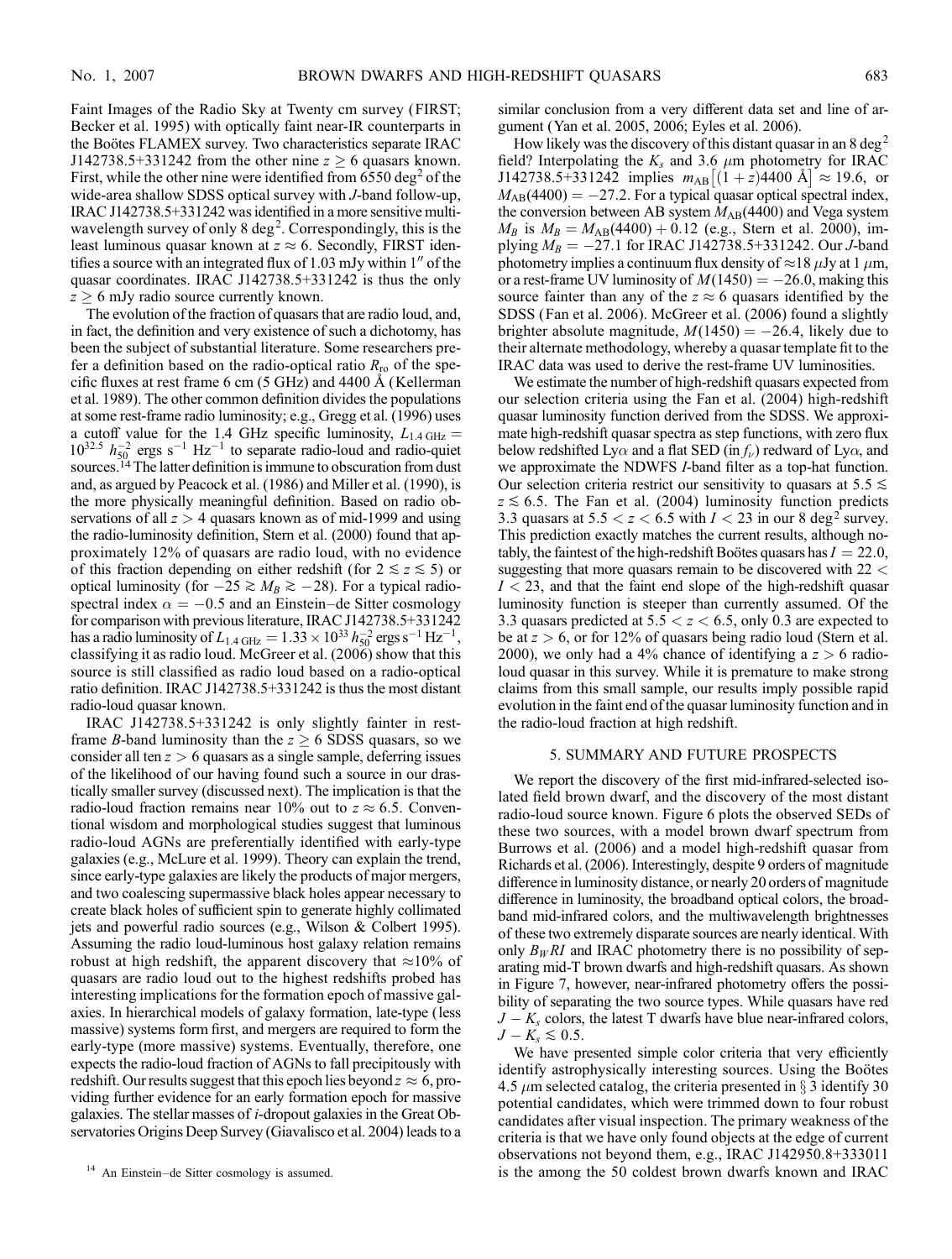Faint Images of the Radio Sky at Twenty cm survey (FIRST; Becker et al. 1995) with optically faint near-IR counterparts in the Boötes FLAMEX survey. Two characteristics separate IRAC J142738.5+331242 from the other nine $z \geq 6$ quasars known. First, while the other nine were identified from 6550 deg$^2$ of the wide-area shallow SDSS optical survey with $J$-band follow-up, IRAC J142738.5+331242 was identified in a more sensitive multiwavelength survey of only 8 deg$^2$. Correspondingly, this is the least luminous quasar known at $z \approx 6$. Secondly, FIRST identifies a source with an integrated flux of 1.03 mJy within 1″ of the quasar coordinates. IRAC J142738.5+331242 is thus the only $z \geq 6$ mJy radio source currently known.

The evolution of the fraction of quasars that are radio loud, and, in fact, the definition and very existence of such a dichotomy, has been the subject of substantial literature. Some researchers prefer a definition based on the radio-optical ratio $R_{\rm ro}$ of the specific fluxes at rest frame 6 cm (5 GHz) and 4400 Å (Kellerman et al. 1989). The other common definition divides the populations at some rest-frame radio luminosity; e.g., Gregg et al. (1996) uses a cutoff value for the 1.4 GHz specific luminosity, $L_{1.4\,\rm GHz} = 10^{32.5}\ h_{50}^{-2}$ ergs s$^{-1}$ Hz$^{-1}$ to separate radio-loud and radio-quiet sources.[14] The latter definition is immune to obscuration from dust and, as argued by Peacock et al. (1986) and Miller et al. (1990), is the more physically meaningful definition. Based on radio observations of all $z > 4$ quasars known as of mid-1999 and using the radio-luminosity definition, Stern et al. (2000) found that approximately 12% of quasars are radio loud, with no evidence of this fraction depending on either redshift (for $2 \lesssim z \lesssim 5$) or optical luminosity (for $-25 \gtrsim M_B \gtrsim -28$). For a typical radio-spectral index $\alpha = -0.5$ and an Einstein–de Sitter cosmology for comparison with previous literature, IRAC J142738.5+331242 has a radio luminosity of $L_{1.4\,\rm GHz} = 1.33 \times 10^{33}\ h_{50}^{-2}$ ergs s$^{-1}$ Hz$^{-1}$, classifying it as radio loud. McGreer et al. (2006) show that this source is still classified as radio loud based on a radio-optical ratio definition. IRAC J142738.5+331242 is thus the most distant radio-loud quasar known.

IRAC J142738.5+331242 is only slightly fainter in rest-frame $B$-band luminosity than the $z \geq 6$ SDSS quasars, so we consider all ten $z > 6$ quasars as a single sample, deferring issues of the likelihood of our having found such a source in our drastically smaller survey (discussed next). The implication is that the radio-loud fraction remains near 10% out to $z \approx 6.5$. Conventional wisdom and morphological studies suggest that luminous radio-loud AGNs are preferentially identified with early-type galaxies (e.g., McLure et al. 1999). Theory can explain the trend, since early-type galaxies are likely the products of major mergers, and two coalescing supermassive black holes appear necessary to create black holes of sufficient spin to generate highly collimated jets and powerful radio sources (e.g., Wilson & Colbert 1995). Assuming the radio loud–luminous host galaxy relation remains robust at high redshift, the apparent discovery that $\approx$10% of quasars are radio loud out to the highest redshifts probed has interesting implications for the formation epoch of massive galaxies. In hierarchical models of galaxy formation, late-type (less massive) systems form first, and mergers are required to form the early-type (more massive) systems. Eventually, therefore, one expects the radio-loud fraction of AGNs to fall precipitously with redshift. Our results suggest that this epoch lies beyond $z \approx 6$, providing further evidence for an early formation epoch for massive galaxies. The stellar masses of $i$-dropout galaxies in the Great Observatories Origins Deep Survey (Giavalisco et al. 2004) leads to a similar conclusion from a very different data set and line of argument (Yan et al. 2005, 2006; Eyles et al. 2006).

How likely was the discovery of this distant quasar in an 8 deg$^2$ field? Interpolating the $K_s$ and 3.6 $\mu$m photometry for IRAC J142738.5+331242 implies $m_{\rm AB}[(1+z)4400\ \text{Å}] \approx 19.6$, or $M_{\rm AB}(4400) = -27.2$. For a typical quasar optical spectral index, the conversion between AB system $M_{\rm AB}(4400)$ and Vega system $M_B$ is $M_B = M_{\rm AB}(4400) + 0.12$ (e.g., Stern et al. 2000), implying $M_B = -27.1$ for IRAC J142738.5+331242. Our $J$-band photometry implies a continuum flux density of $\approx$18 $\mu$Jy at 1 $\mu$m, or a rest-frame UV luminosity of $M(1450) = -26.0$, making this source fainter than any of the $z \approx 6$ quasars identified by the SDSS (Fan et al. 2006). McGreer et al. (2006) found a slightly brighter absolute magnitude, $M(1450) = -26.4$, likely due to their alternate methodology, whereby a quasar template fit to the IRAC data was used to derive the rest-frame UV luminosities.

We estimate the number of high-redshift quasars expected from our selection criteria using the Fan et al. (2004) high-redshift quasar luminosity function derived from the SDSS. We approximate high-redshift quasar spectra as step functions, with zero flux below redshifted Ly$\alpha$ and a flat SED (in $f_\nu$) redward of Ly$\alpha$, and we approximate the NDWFS $I$-band filter as a top-hat function. Our selection criteria restrict our sensitivity to quasars at $5.5 \lesssim z \lesssim 6.5$. The Fan et al. (2004) luminosity function predicts 3.3 quasars at $5.5 < z < 6.5$ with $I < 23$ in our 8 deg$^2$ survey. This prediction exactly matches the current results, although notably, the faintest of the high-redshift Boötes quasars has $I = 22.0$, suggesting that more quasars remain to be discovered with $22 < I < 23$, and that the faint end slope of the high-redshift quasar luminosity function is steeper than currently assumed. Of the 3.3 quasars predicted at $5.5 < z < 6.5$, only 0.3 are expected to be at $z > 6$, or for 12% of quasars being radio loud (Stern et al. 2000), we only had a 4% chance of identifying a $z > 6$ radio-loud quasar in this survey. While it is premature to make strong claims from this small sample, our results imply possible rapid evolution in the faint end of the quasar luminosity function and in the radio-loud fraction at high redshift.

## 5. SUMMARY AND FUTURE PROSPECTS

We report the discovery of the first mid-infrared-selected isolated field brown dwarf, and the discovery of the most distant radio-loud source known. Figure 6 plots the observed SEDs of these two sources, with a model brown dwarf spectrum from Burrows et al. (2006) and a model high-redshift quasar from Richards et al. (2006). Interestingly, despite 9 orders of magnitude difference in luminosity distance, or nearly 20 orders of magnitude difference in luminosity, the broadband optical colors, the broadband mid-infrared colors, and the multiwavelength brightnesses of these two extremely disparate sources are nearly identical. With only $B_WRI$ and IRAC photometry there is no possibility of separating mid-T brown dwarfs and high-redshift quasars. As shown in Figure 7, however, near-infrared photometry offers the possibility of separating the two source types. While quasars have red $J - K_s$ colors, the latest T dwarfs have blue near-infrared colors, $J - K_s \lesssim 0.5$.

We have presented simple color criteria that very efficiently identify astrophysically interesting sources. Using the Boötes 4.5 $\mu$m selected catalog, the criteria presented in § 3 identify 30 potential candidates, which were trimmed down to four robust candidates after visual inspection. The primary weakness of the criteria is that we have only found objects at the edge of current observations not beyond them, e.g., IRAC J142950.8+333011 is the among the 50 coldest brown dwarfs known and IRAC

[14] An Einstein–de Sitter cosmology is assumed.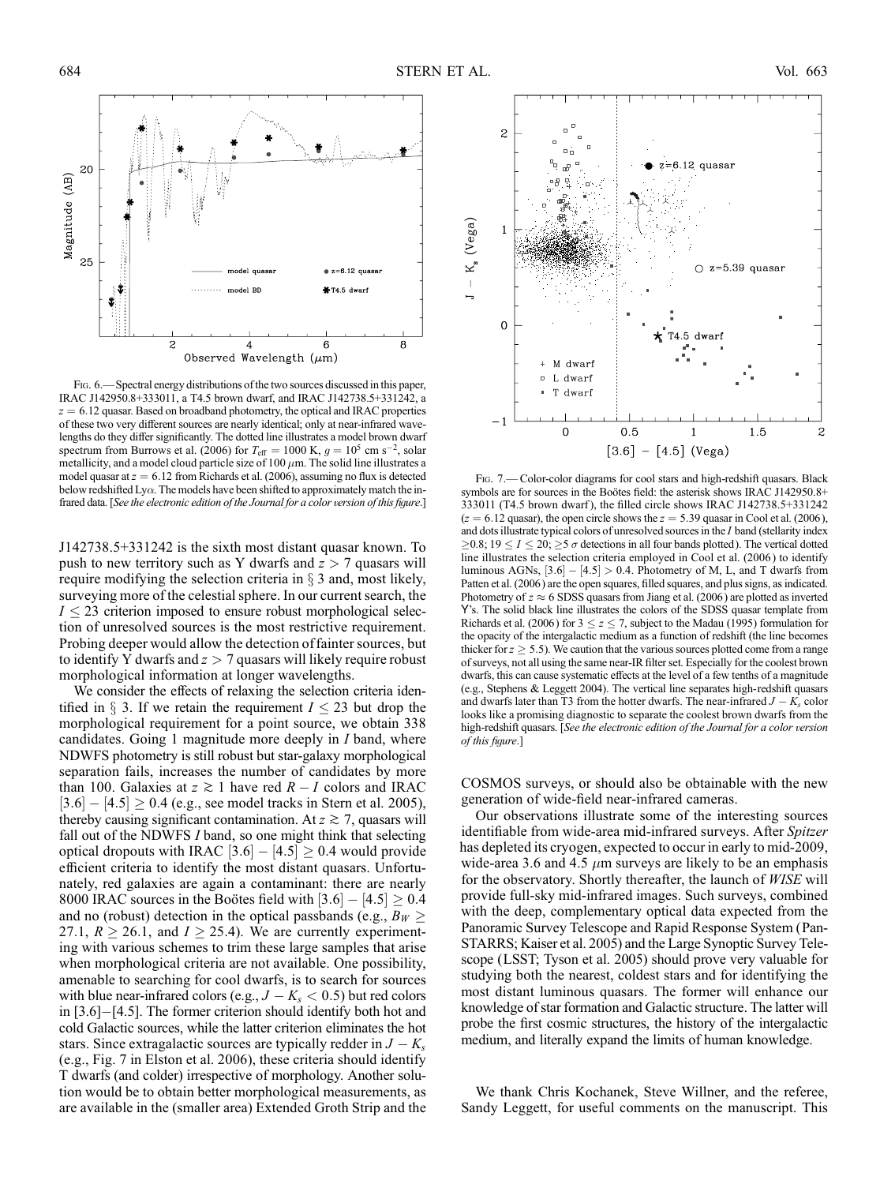Fig. 6.— Spectral energy distributions of the two sources discussed in this paper, IRAC J142950.8+333011, a T4.5 brown dwarf, and IRAC J142738.5+331242, a $z = 6.12$ quasar. Based on broadband photometry, the optical and IRAC properties of these two very different sources are nearly identical; only at near-infrared wavelengths do they differ significantly. The dotted line illustrates a model brown dwarf spectrum from Burrows et al. (2006) for $T_{\rm eff} = 1000$ K, $g = 10^5$ cm s$^{-2}$, solar metallicity, and a model cloud particle size of 100 $\mu$m. The solid line illustrates a model quasar at $z = 6.12$ from Richards et al. (2006), assuming no flux is detected below redshifted Ly$\alpha$. The models have been shifted to approximately match the infrared data. [*See the electronic edition of the Journal for a color version of this figure.*]

Fig. 7.— Color-color diagrams for cool stars and high-redshift quasars. Black symbols are for sources in the Boötes field: the asterisk shows IRAC J142950.8+333011 (T4.5 brown dwarf), the filled circle shows IRAC J142738.5+331242 ($z = 6.12$ quasar), the open circle shows the $z = 5.39$ quasar in Cool et al. (2006), and dots illustrate typical colors of unresolved sources in the $I$ band (stellarity index $\geq 0.8$; $19 \leq I \leq 20$; $\geq 5\,\sigma$ detections in all four bands plotted). The vertical dotted line illustrates the selection criteria employed in Cool et al. (2006) to identify luminous AGNs, $[3.6] - [4.5] > 0.4$. Photometry of M, L, and T dwarfs from Patten et al. (2006) are the open squares, filled squares, and plus signs, as indicated. Photometry of $z \approx 6$ SDSS quasars from Jiang et al. (2006) are plotted as inverted Y's. The solid black line illustrates the colors of the SDSS quasar template from Richards et al. (2006) for $3 \leq z \leq 7$, subject to the Madau (1995) formulation for the opacity of the intergalactic medium as a function of redshift (the line becomes thicker for $z \geq 5.5$). We caution that the various sources plotted come from a range of surveys, not all using the same near-IR filter set. Especially for the coolest brown dwarfs, this can cause systematic effects at the level of a few tenths of a magnitude (e.g., Stephens & Leggett 2004). The vertical line separates high-redshift quasars and dwarfs later than T3 from the hotter dwarfs. The near-infrared $J - K_s$ color looks like a promising diagnostic to separate the coolest brown dwarfs from the high-redshift quasars. [*See the electronic edition of the Journal for a color version of this figure.*]

J142738.5+331242 is the sixth most distant quasar known. To push to new territory such as Y dwarfs and $z > 7$ quasars will require modifying the selection criteria in § 3 and, most likely, surveying more of the celestial sphere. In our current search, the $I \leq 23$ criterion imposed to ensure robust morphological selection of unresolved sources is the most restrictive requirement. Probing deeper would allow the detection of fainter sources, but to identify Y dwarfs and $z > 7$ quasars will likely require robust morphological information at longer wavelengths.

We consider the effects of relaxing the selection criteria identified in § 3. If we retain the requirement $I \leq 23$ but drop the morphological requirement for a point source, we obtain 338 candidates. Going 1 magnitude more deeply in $I$ band, where NDWFS photometry is still robust but star-galaxy morphological separation fails, increases the number of candidates by more than 100. Galaxies at $z \gtrsim 1$ have red $R - I$ colors and IRAC $[3.6] - [4.5] \geq 0.4$ (e.g., see model tracks in Stern et al. 2005), thereby causing significant contamination. At $z \gtrsim 7$, quasars will fall out of the NDWFS $I$ band, so one might think that selecting optical dropouts with IRAC $[3.6] - [4.5] \geq 0.4$ would provide efficient criteria to identify the most distant quasars. Unfortunately, red galaxies are again a contaminant: there are nearly 8000 IRAC sources in the Boötes field with $[3.6] - [4.5] \geq 0.4$ and no (robust) detection in the optical passbands (e.g., $B_W \geq 27.1$, $R \geq 26.1$, and $I \geq 25.4$). We are currently experimenting with various schemes to trim these large samples that arise when morphological criteria are not available. One possibility, amenable to searching for cool dwarfs, is to search for sources with blue near-infrared colors (e.g., $J - K_s < 0.5$) but red colors in $[3.6]-[4.5]$. The former criterion should identify both hot and cold Galactic sources, while the latter criterion eliminates the hot stars. Since extragalactic sources are typically redder in $J - K_s$ (e.g., Fig. 7 in Elston et al. 2006), these criteria should identify T dwarfs (and colder) irrespective of morphology. Another solution would be to obtain better morphological measurements, as are available in the (smaller area) Extended Groth Strip and the COSMOS surveys, or should also be obtainable with the new generation of wide-field near-infrared cameras.

Our observations illustrate some of the interesting sources identifiable from wide-area mid-infrared surveys. After *Spitzer* has depleted its cryogen, expected to occur in early to mid-2009, wide-area 3.6 and 4.5 $\mu$m surveys are likely to be an emphasis for the observatory. Shortly thereafter, the launch of *WISE* will provide full-sky mid-infrared images. Such surveys, combined with the deep, complementary optical data expected from the Panoramic Survey Telescope and Rapid Response System (Pan-STARRS; Kaiser et al. 2005) and the Large Synoptic Survey Telescope (LSST; Tyson et al. 2005) should prove very valuable for studying both the nearest, coldest stars and for identifying the most distant luminous quasars. The former will enhance our knowledge of star formation and Galactic structure. The latter will probe the first cosmic structures, the history of the intergalactic medium, and literally expand the limits of human knowledge.

We thank Chris Kochanek, Steve Willner, and the referee, Sandy Leggett, for useful comments on the manuscript. This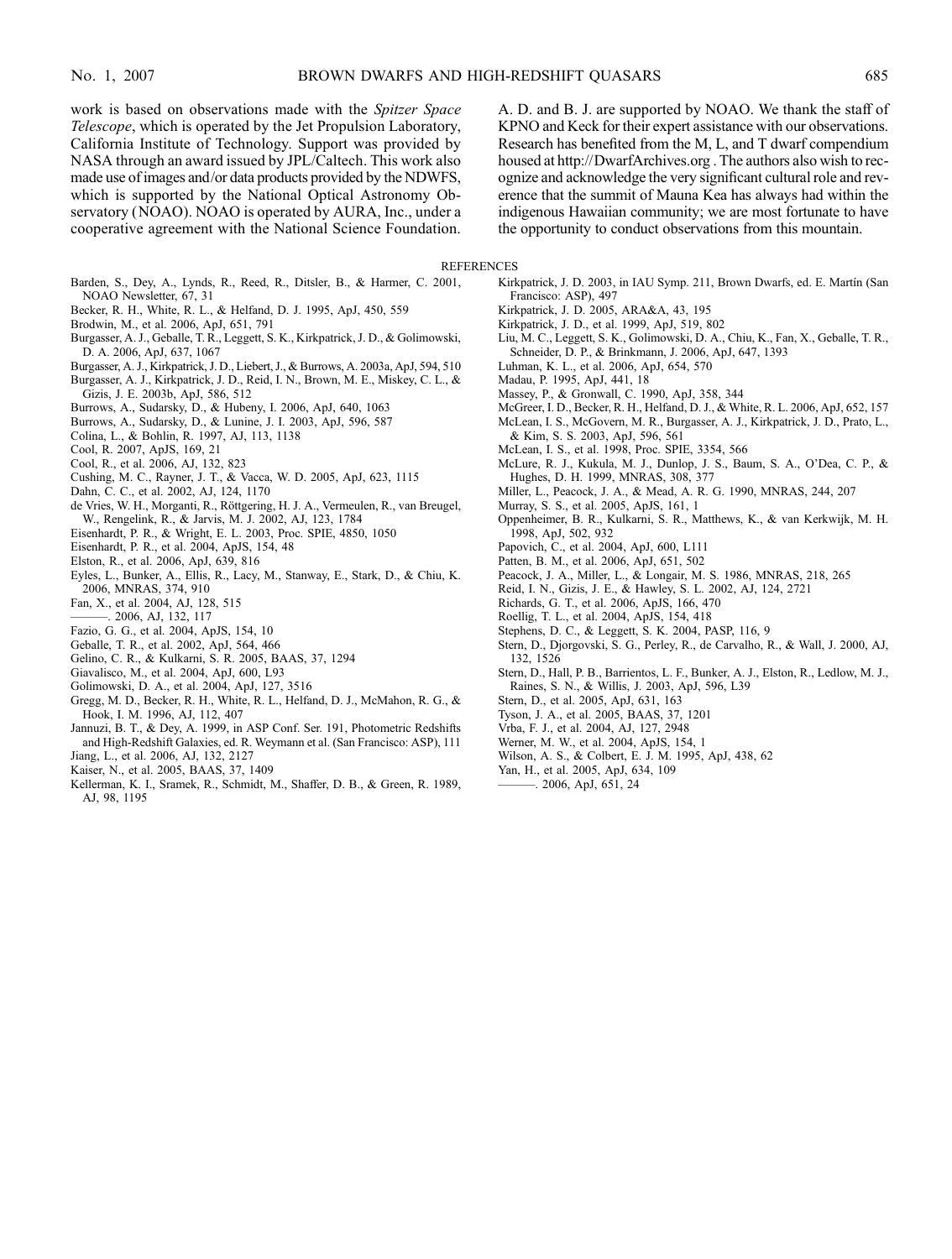work is based on observations made with the *Spitzer Space Telescope*, which is operated by the Jet Propulsion Laboratory, California Institute of Technology. Support was provided by NASA through an award issued by JPL/Caltech. This work also made use of images and/or data products provided by the NDWFS, which is supported by the National Optical Astronomy Observatory (NOAO). NOAO is operated by AURA, Inc., under a cooperative agreement with the National Science Foundation. A. D. and B. J. are supported by NOAO. We thank the staff of KPNO and Keck for their expert assistance with our observations. Research has benefited from the M, L, and T dwarf compendium housed at http://DwarfArchives.org. The authors also wish to recognize and acknowledge the very significant cultural role and reverence that the summit of Mauna Kea has always had within the indigenous Hawaiian community; we are most fortunate to have the opportunity to conduct observations from this mountain.

## REFERENCES

Barden, S., Dey, A., Lynds, R., Reed, R., Ditsler, B., & Harmer, C. 2001, NOAO Newsletter, 67, 31

Becker, R. H., White, R. L., & Helfand, D. J. 1995, ApJ, 450, 559

Brodwin, M., et al. 2006, ApJ, 651, 791

Burgasser, A. J., Geballe, T. R., Leggett, S. K., Kirkpatrick, J. D., & Golimowski, D. A. 2006, ApJ, 637, 1067

Burgasser, A. J., Kirkpatrick, J. D., Liebert, J., & Burrows, A. 2003a, ApJ, 594, 510

Burgasser, A. J., Kirkpatrick, J. D., Reid, I. N., Brown, M. E., Miskey, C. L., & Gizis, J. E. 2003b, ApJ, 586, 512

Burrows, A., Sudarsky, D., & Hubeny, I. 2006, ApJ, 640, 1063

Burrows, A., Sudarsky, D., & Lunine, J. I. 2003, ApJ, 596, 587

Colina, L., & Bohlin, R. 1997, AJ, 113, 1138

Cool, R. 2007, ApJS, 169, 21

Cool, R., et al. 2006, AJ, 132, 823

Cushing, M. C., Rayner, J. T., & Vacca, W. D. 2005, ApJ, 623, 1115

Dahn, C. C., et al. 2002, AJ, 124, 1170

de Vries, W. H., Morganti, R., Röttgering, H. J. A., Vermeulen, R., van Breugel, W., Rengelink, R., & Jarvis, M. J. 2002, AJ, 123, 1784

Eisenhardt, P. R., & Wright, E. L. 2003, Proc. SPIE, 4850, 1050

Eisenhardt, P. R., et al. 2004, ApJS, 154, 48

Elston, R., et al. 2006, ApJ, 639, 816

Eyles, L., Bunker, A., Ellis, R., Lacy, M., Stanway, E., Stark, D., & Chiu, K. 2006, MNRAS, 374, 910

Fan, X., et al. 2004, AJ, 128, 515

———. 2006, AJ, 132, 117

Fazio, G. G., et al. 2004, ApJS, 154, 10

Geballe, T. R., et al. 2002, ApJ, 564, 466

Gelino, C. R., & Kulkarni, S. R. 2005, BAAS, 37, 1294

Giavalisco, M., et al. 2004, ApJ, 600, L93

Golimowski, D. A., et al. 2004, ApJ, 127, 3516

Gregg, M. D., Becker, R. H., White, R. L., Helfand, D. J., McMahon, R. G., & Hook, I. M. 1996, AJ, 112, 407

Jannuzi, B. T., & Dey, A. 1999, in ASP Conf. Ser. 191, Photometric Redshifts and High-Redshift Galaxies, ed. R. Weymann et al. (San Francisco: ASP), 111

Jiang, L., et al. 2006, AJ, 132, 2127

Kaiser, N., et al. 2005, BAAS, 37, 1409

Kellerman, K. I., Sramek, R., Schmidt, M., Shaffer, D. B., & Green, R. 1989, AJ, 98, 1195

Kirkpatrick, J. D. 2003, in IAU Symp. 211, Brown Dwarfs, ed. E. Martín (San Francisco: ASP), 497

Kirkpatrick, J. D. 2005, ARA&A, 43, 195

Kirkpatrick, J. D., et al. 1999, ApJ, 519, 802

Liu, M. C., Leggett, S. K., Golimowski, D. A., Chiu, K., Fan, X., Geballe, T. R., Schneider, D. P., & Brinkmann, J. 2006, ApJ, 647, 1393

Luhman, K. L., et al. 2006, ApJ, 654, 570

Madau, P. 1995, ApJ, 441, 18

Massey, P., & Gronwall, C. 1990, ApJ, 358, 344

McGreer, I. D., Becker, R. H., Helfand, D. J., & White, R. L. 2006, ApJ, 652, 157

McLean, I. S., McGovern, M. R., Burgasser, A. J., Kirkpatrick, J. D., Prato, L., & Kim, S. S. 2003, ApJ, 596, 561

McLean, I. S., et al. 1998, Proc. SPIE, 3354, 566

McLure, R. J., Kukula, M. J., Dunlop, J. S., Baum, S. A., O'Dea, C. P., & Hughes, D. H. 1999, MNRAS, 308, 377

Miller, L., Peacock, J. A., & Mead, A. R. G. 1990, MNRAS, 244, 207

Murray, S. S., et al. 2005, ApJS, 161, 1

Oppenheimer, B. R., Kulkarni, S. R., Matthews, K., & van Kerkwijk, M. H. 1998, ApJ, 502, 932

Papovich, C., et al. 2004, ApJ, 600, L111

Patten, B. M., et al. 2006, ApJ, 651, 502

Peacock, J. A., Miller, L., & Longair, M. S. 1986, MNRAS, 218, 265

Reid, I. N., Gizis, J. E., & Hawley, S. L. 2002, AJ, 124, 2721

Richards, G. T., et al. 2006, ApJS, 166, 470

Roellig, T. L., et al. 2004, ApJS, 154, 418

Stephens, D. C., & Leggett, S. K. 2004, PASP, 116, 9

Stern, D., Djorgovski, S. G., Perley, R., de Carvalho, R., & Wall, J. 2000, AJ, 132, 1526

Stern, D., Hall, P. B., Barrientos, L. F., Bunker, A. J., Elston, R., Ledlow, M. J., Raines, S. N., & Willis, J. 2003, ApJ, 596, L39

Stern, D., et al. 2005, ApJ, 631, 163

Tyson, J. A., et al. 2005, BAAS, 37, 1201

Vrba, F. J., et al. 2004, AJ, 127, 2948

Werner, M. W., et al. 2004, ApJS, 154, 1

Wilson, A. S., & Colbert, E. J. M. 1995, ApJ, 438, 62

Yan, H., et al. 2005, ApJ, 634, 109

———. 2006, ApJ, 651, 24